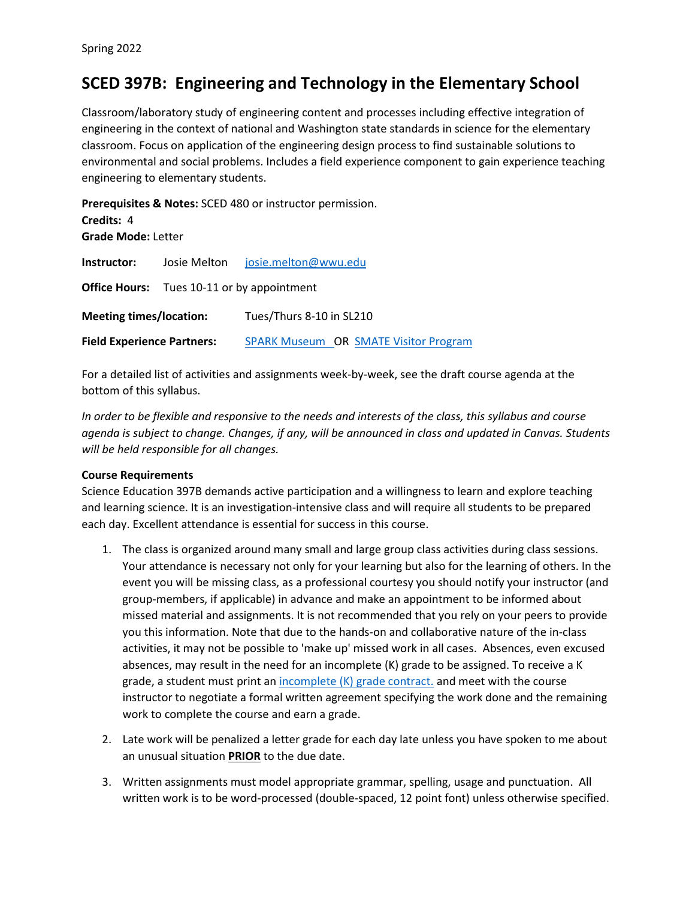Spring 2022

# SCED 397B: Engineering and Technology in the Elementary School

Classroom/laboratory study of engineering content and processes including effective integration of engineering in the context of national and Washington state standards in science for the elementary classroom. Focus on application of the engineering design process to find sustainable solutions to environmental and social problems. Includes a field experience component to gain experience teaching engineering to elementary students.

**Prerequisites & Notes:** SCED 480 or instructor permission.
**Credits:** 4
**Grade Mode:** Letter

**Instructor:** Josie Melton [josie.melton@wwu.edu](mailto:josie.melton@wwu.edu)

**Office Hours:** Tues 10-11 or by appointment

**Meeting times/location:** Tues/Thurs 8-10 in SL210

**Field Experience Partners:** SPARK Museum OR SMATE Visitor Program

For a detailed list of activities and assignments week-by-week, see the draft course agenda at the bottom of this syllabus.

*In order to be flexible and responsive to the needs and interests of the class, this syllabus and course agenda is subject to change. Changes, if any, will be announced in class and updated in Canvas. Students will be held responsible for all changes.*

**Course Requirements**

Science Education 397B demands active participation and a willingness to learn and explore teaching and learning science. It is an investigation-intensive class and will require all students to be prepared each day. Excellent attendance is essential for success in this course.

1. The class is organized around many small and large group class activities during class sessions. Your attendance is necessary not only for your learning but also for the learning of others. In the event you will be missing class, as a professional courtesy you should notify your instructor (and group-members, if applicable) in advance and make an appointment to be informed about missed material and assignments. It is not recommended that you rely on your peers to provide you this information. Note that due to the hands-on and collaborative nature of the in-class activities, it may not be possible to 'make up' missed work in all cases. Absences, even excused absences, may result in the need for an incomplete (K) grade to be assigned. To receive a K grade, a student must print an incomplete (K) grade contract. and meet with the course instructor to negotiate a formal written agreement specifying the work done and the remaining work to complete the course and earn a grade.

2. Late work will be penalized a letter grade for each day late unless you have spoken to me about an unusual situation **PRIOR** to the due date.

3. Written assignments must model appropriate grammar, spelling, usage and punctuation. All written work is to be word-processed (double-spaced, 12 point font) unless otherwise specified.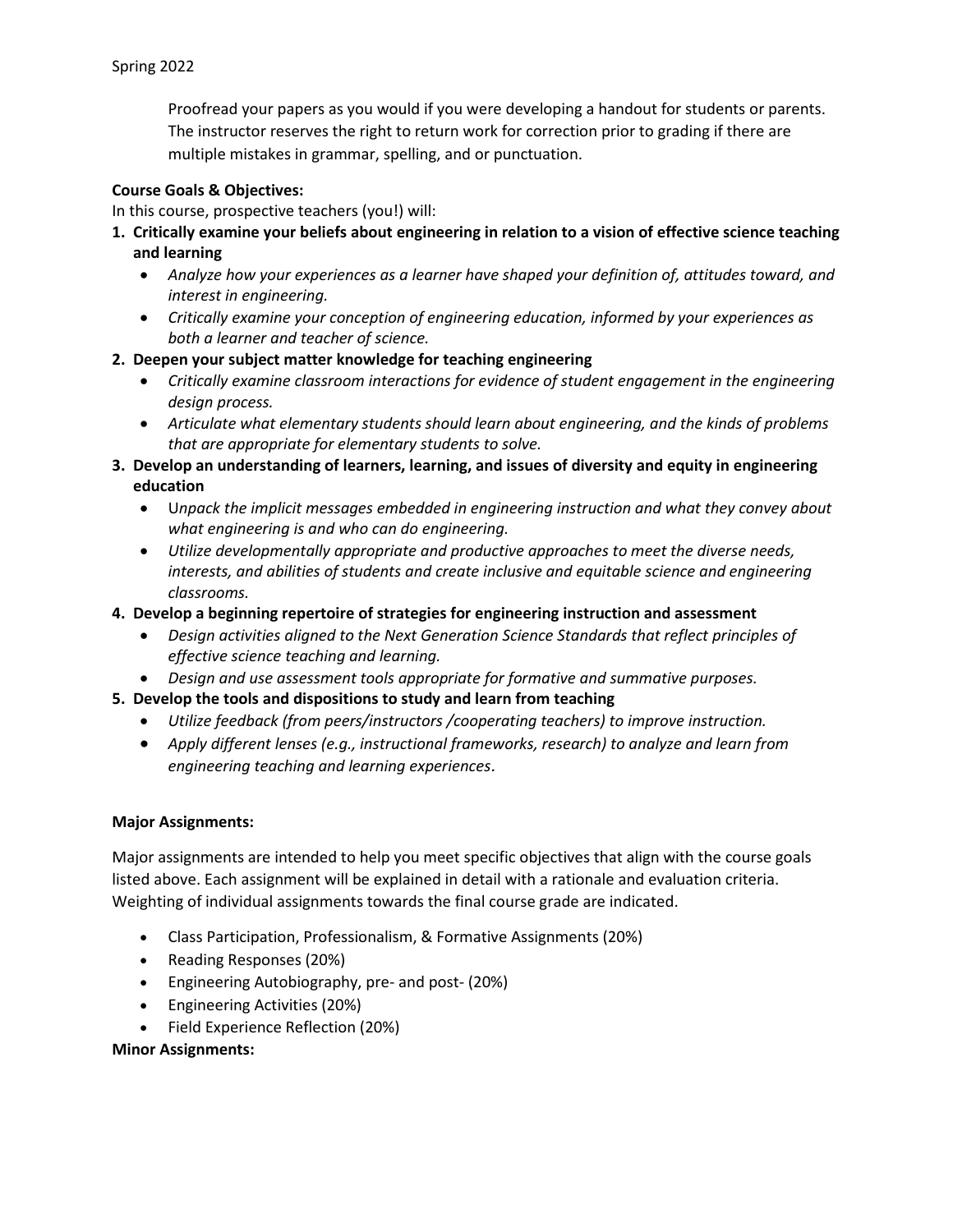Proofread your papers as you would if you were developing a handout for students or parents. The instructor reserves the right to return work for correction prior to grading if there are multiple mistakes in grammar, spelling, and or punctuation.

**Course Goals & Objectives:**

In this course, prospective teachers (you!) will:

1. **Critically examine your beliefs about engineering in relation to a vision of effective science teaching and learning**
   - *Analyze how your experiences as a learner have shaped your definition of, attitudes toward, and interest in engineering.*
   - *Critically examine your conception of engineering education, informed by your experiences as both a learner and teacher of science.*
2. **Deepen your subject matter knowledge for teaching engineering**
   - *Critically examine classroom interactions for evidence of student engagement in the engineering design process.*
   - *Articulate what elementary students should learn about engineering, and the kinds of problems that are appropriate for elementary students to solve.*
3. **Develop an understanding of learners, learning, and issues of diversity and equity in engineering education**
   - U*npack the implicit messages embedded in engineering instruction and what they convey about what engineering is and who can do engineering.*
   - *Utilize developmentally appropriate and productive approaches to meet the diverse needs, interests, and abilities of students and create inclusive and equitable science and engineering classrooms.*
4. **Develop a beginning repertoire of strategies for engineering instruction and assessment**
   - *Design activities aligned to the Next Generation Science Standards that reflect principles of effective science teaching and learning.*
   - *Design and use assessment tools appropriate for formative and summative purposes.*
5. **Develop the tools and dispositions to study and learn from teaching**
   - *Utilize feedback (from peers/instructors /cooperating teachers) to improve instruction.*
   - *Apply different lenses (e.g., instructional frameworks, research) to analyze and learn from engineering teaching and learning experiences.*

**Major Assignments:**

Major assignments are intended to help you meet specific objectives that align with the course goals listed above. Each assignment will be explained in detail with a rationale and evaluation criteria. Weighting of individual assignments towards the final course grade are indicated.

- Class Participation, Professionalism, & Formative Assignments (20%)
- Reading Responses (20%)
- Engineering Autobiography, pre- and post- (20%)
- Engineering Activities (20%)
- Field Experience Reflection (20%)

**Minor Assignments:**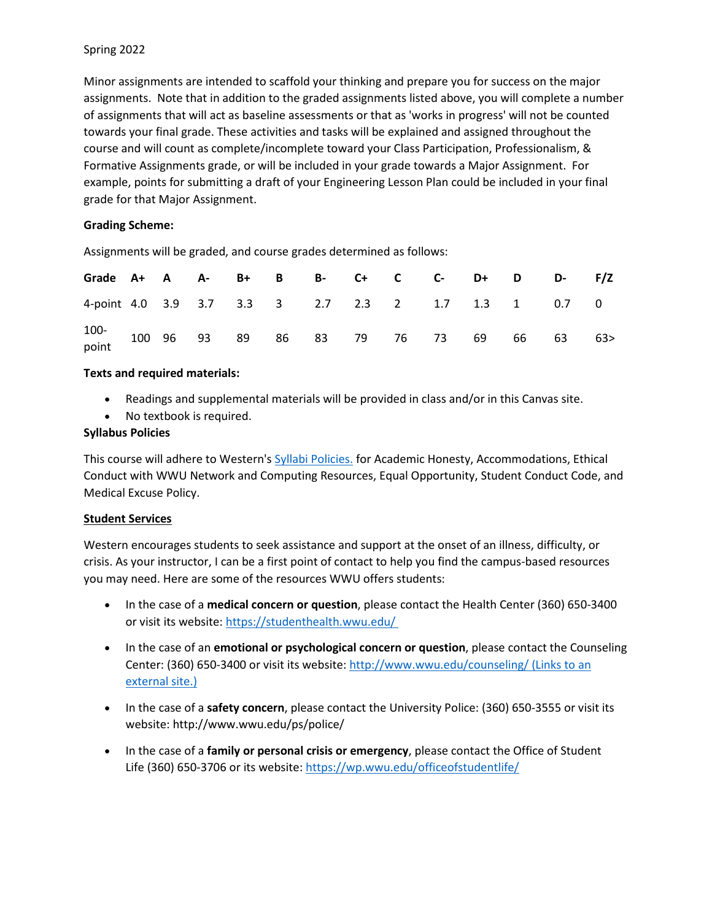Spring 2022

Minor assignments are intended to scaffold your thinking and prepare you for success on the major assignments. Note that in addition to the graded assignments listed above, you will complete a number of assignments that will act as baseline assessments or that as 'works in progress' will not be counted towards your final grade. These activities and tasks will be explained and assigned throughout the course and will count as complete/incomplete toward your Class Participation, Professionalism, & Formative Assignments grade, or will be included in your grade towards a Major Assignment. For example, points for submitting a draft of your Engineering Lesson Plan could be included in your final grade for that Major Assignment.

**Grading Scheme:**

Assignments will be graded, and course grades determined as follows:

| **Grade** | **A+** | **A** | **A-** | **B+** | **B** | **B-** | **C+** | **C** | **C-** | **D+** | **D** | **D-** | **F/Z** |
|---|---|---|---|---|---|---|---|---|---|---|---|---|---|
| 4-point | 4.0 | 3.9 | 3.7 | 3.3 | 3 | 2.7 | 2.3 | 2 | 1.7 | 1.3 | 1 | 0.7 | 0 |
| 100-point | 100 | 96 | 93 | 89 | 86 | 83 | 79 | 76 | 73 | 69 | 66 | 63 | 63> |

**Texts and required materials:**

- Readings and supplemental materials will be provided in class and/or in this Canvas site.
- No textbook is required.

**Syllabus Policies**

This course will adhere to Western's Syllabi Policies. for Academic Honesty, Accommodations, Ethical Conduct with WWU Network and Computing Resources, Equal Opportunity, Student Conduct Code, and Medical Excuse Policy.

**Student Services**

Western encourages students to seek assistance and support at the onset of an illness, difficulty, or crisis. As your instructor, I can be a first point of contact to help you find the campus-based resources you may need. Here are some of the resources WWU offers students:

- In the case of a **medical concern or question**, please contact the Health Center (360) 650-3400 or visit its website: https://studenthealth.wwu.edu/
- In the case of an **emotional or psychological concern or question**, please contact the Counseling Center: (360) 650-3400 or visit its website: http://www.wwu.edu/counseling/ (Links to an external site.)
- In the case of a **safety concern**, please contact the University Police: (360) 650-3555 or visit its website: http://www.wwu.edu/ps/police/
- In the case of a **family or personal crisis or emergency**, please contact the Office of Student Life (360) 650-3706 or its website: https://wp.wwu.edu/officeofstudentlife/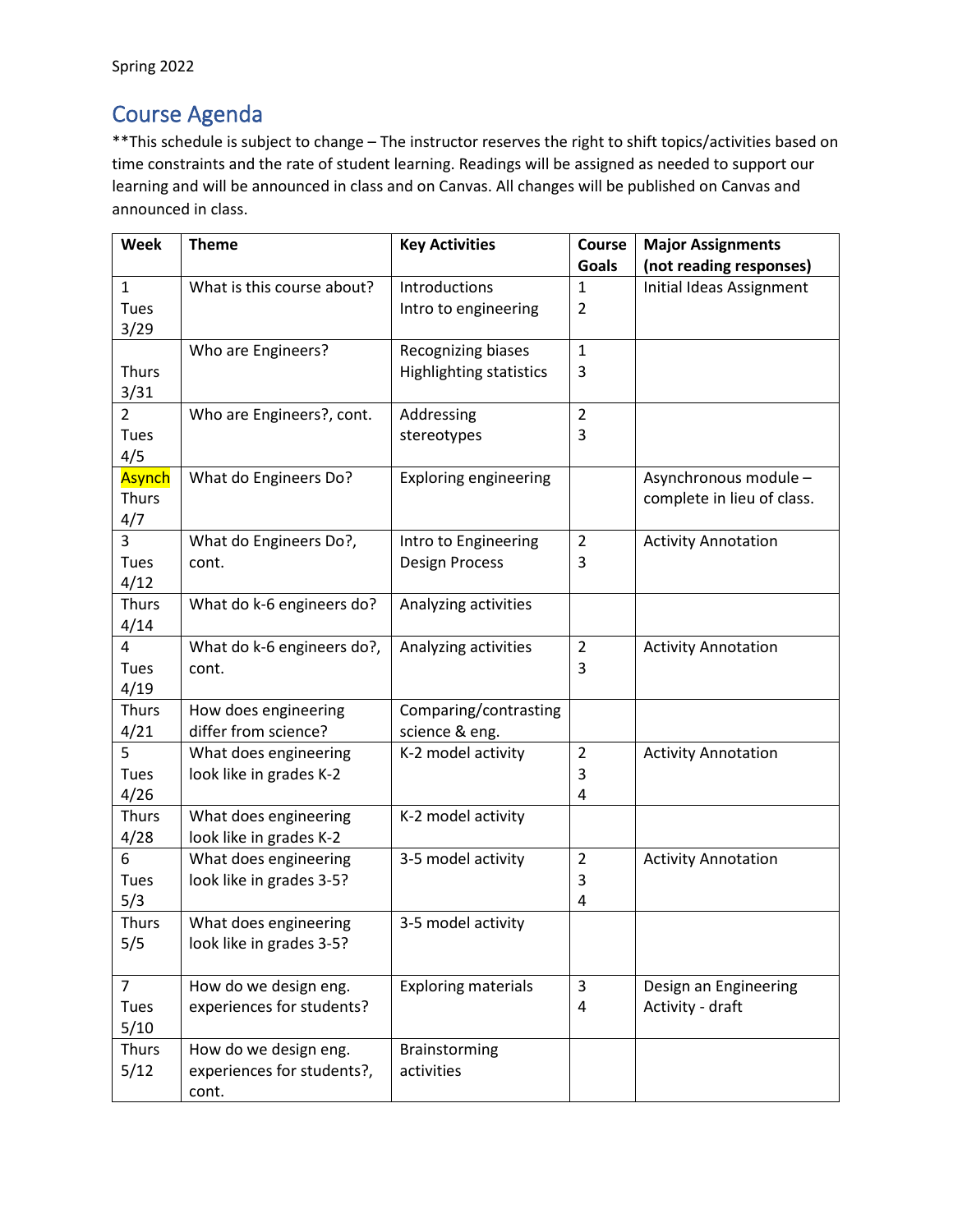Spring 2022

## Course Agenda

**This schedule is subject to change – The instructor reserves the right to shift topics/activities based on time constraints and the rate of student learning. Readings will be assigned as needed to support our learning and will be announced in class and on Canvas. All changes will be published on Canvas and announced in class.

| Week | Theme | Key Activities | Course Goals | Major Assignments (not reading responses) |
|---|---|---|---|---|
| 1 Tues 3/29 | What is this course about? | Introductions Intro to engineering | 1 2 | Initial Ideas Assignment |
| Thurs 3/31 | Who are Engineers? | Recognizing biases Highlighting statistics | 1 3 | |
| 2 Tues 4/5 | Who are Engineers?, cont. | Addressing stereotypes | 2 3 | |
| Asynch Thurs 4/7 | What do Engineers Do? | Exploring engineering | | Asynchronous module – complete in lieu of class. |
| 3 Tues 4/12 | What do Engineers Do?, cont. | Intro to Engineering Design Process | 2 3 | Activity Annotation |
| Thurs 4/14 | What do k-6 engineers do? | Analyzing activities | | |
| 4 Tues 4/19 | What do k-6 engineers do?, cont. | Analyzing activities | 2 3 | Activity Annotation |
| Thurs 4/21 | How does engineering differ from science? | Comparing/contrasting science & eng. | | |
| 5 Tues 4/26 | What does engineering look like in grades K-2 | K-2 model activity | 2 3 4 | Activity Annotation |
| Thurs 4/28 | What does engineering look like in grades K-2 | K-2 model activity | | |
| 6 Tues 5/3 | What does engineering look like in grades 3-5? | 3-5 model activity | 2 3 4 | Activity Annotation |
| Thurs 5/5 | What does engineering look like in grades 3-5? | 3-5 model activity | | |
| 7 Tues 5/10 | How do we design eng. experiences for students? | Exploring materials | 3 4 | Design an Engineering Activity - draft |
| Thurs 5/12 | How do we design eng. experiences for students?, cont. | Brainstorming activities | | |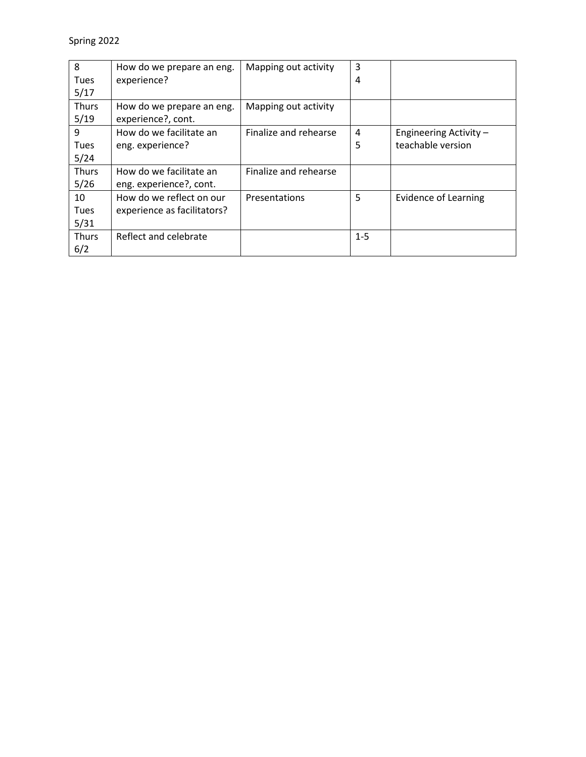| | | | | |
|---|---|---|---|---|
| 8 Tues 5/17 | How do we prepare an eng. experience? | Mapping out activity | 3 4 | |
| Thurs 5/19 | How do we prepare an eng. experience?, cont. | Mapping out activity | | |
| 9 Tues 5/24 | How do we facilitate an eng. experience? | Finalize and rehearse | 4 5 | Engineering Activity – teachable version |
| Thurs 5/26 | How do we facilitate an eng. experience?, cont. | Finalize and rehearse | | |
| 10 Tues 5/31 | How do we reflect on our experience as facilitators? | Presentations | 5 | Evidence of Learning |
| Thurs 6/2 | Reflect and celebrate | | 1-5 | |